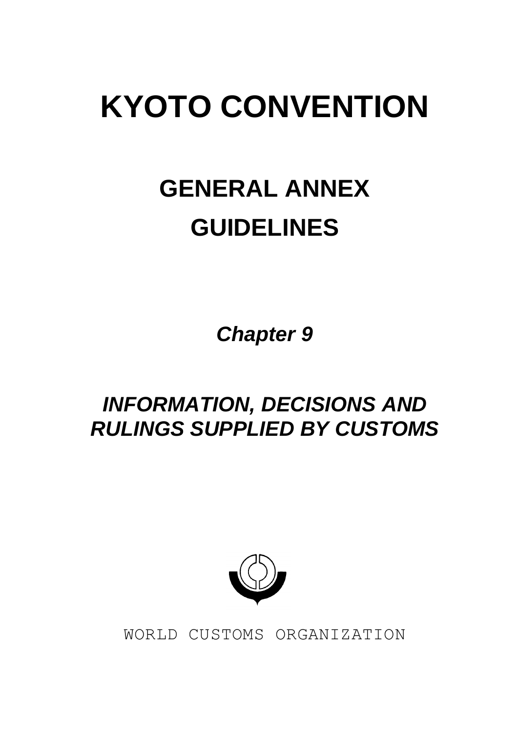# KYOTO CONVENTION

## GENERAL ANNEX

## GUIDELINES

***Chapter 9***

## *INFORMATION, DECISIONS AND RULINGS SUPPLIED BY CUSTOMS*

WORLD CUSTOMS ORGANIZATION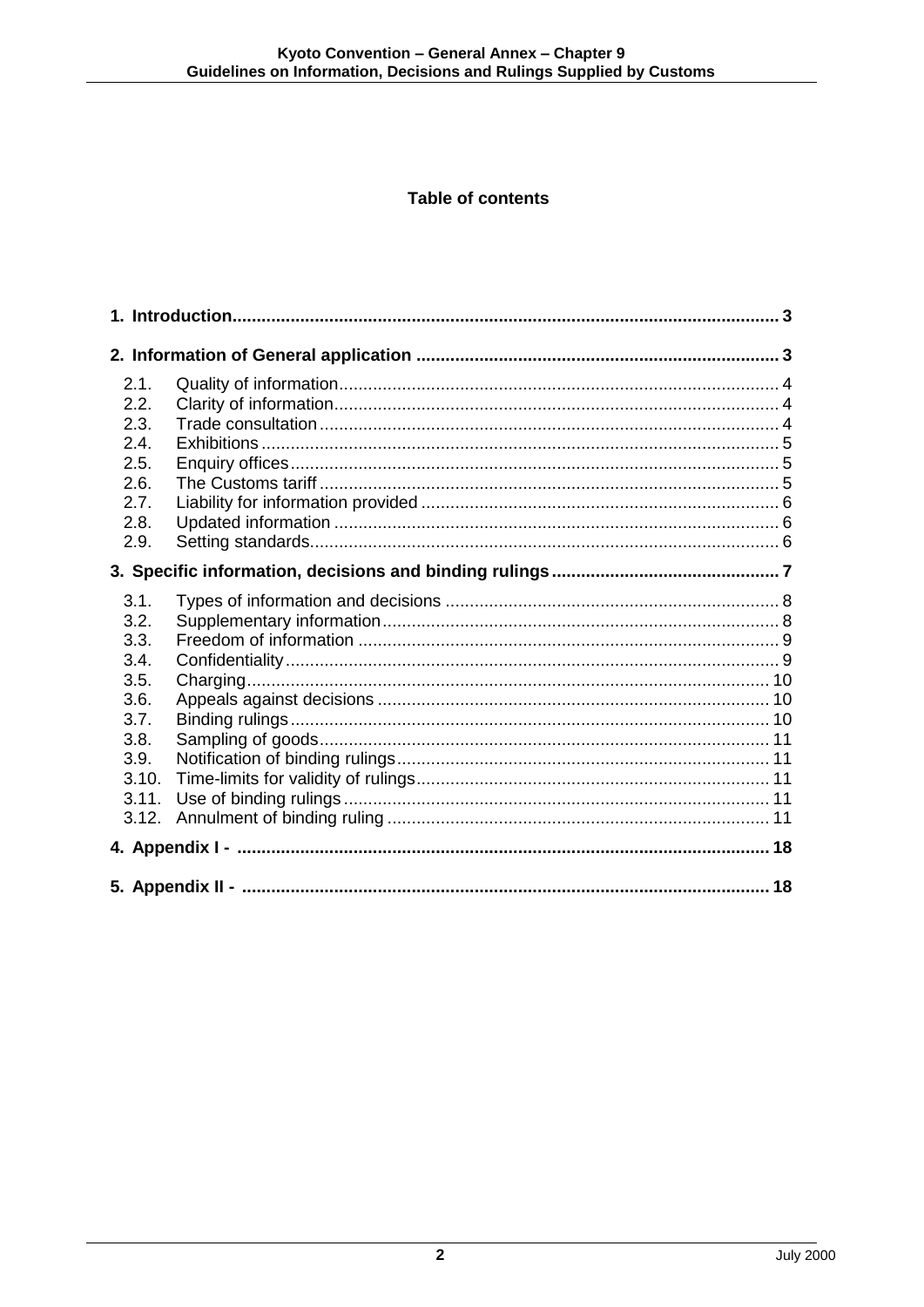## Table of contents

**1. Introduction** ..... **3**

**2. Information of General application** ..... **3**

- 2.1. Quality of information ..... 4
- 2.2. Clarity of information ..... 4
- 2.3. Trade consultation ..... 4
- 2.4. Exhibitions ..... 5
- 2.5. Enquiry offices ..... 5
- 2.6. The Customs tariff ..... 5
- 2.7. Liability for information provided ..... 6
- 2.8. Updated information ..... 6
- 2.9. Setting standards ..... 6

**3. Specific information, decisions and binding rulings** ..... **7**

- 3.1. Types of information and decisions ..... 8
- 3.2. Supplementary information ..... 8
- 3.3. Freedom of information ..... 9
- 3.4. Confidentiality ..... 9
- 3.5. Charging ..... 10
- 3.6. Appeals against decisions ..... 10
- 3.7. Binding rulings ..... 10
- 3.8. Sampling of goods ..... 11
- 3.9. Notification of binding rulings ..... 11
- 3.10. Time-limits for validity of rulings ..... 11
- 3.11. Use of binding rulings ..... 11
- 3.12. Annulment of binding ruling ..... 11

**4. Appendix I -** ..... **18**

**5. Appendix II -** ..... **18**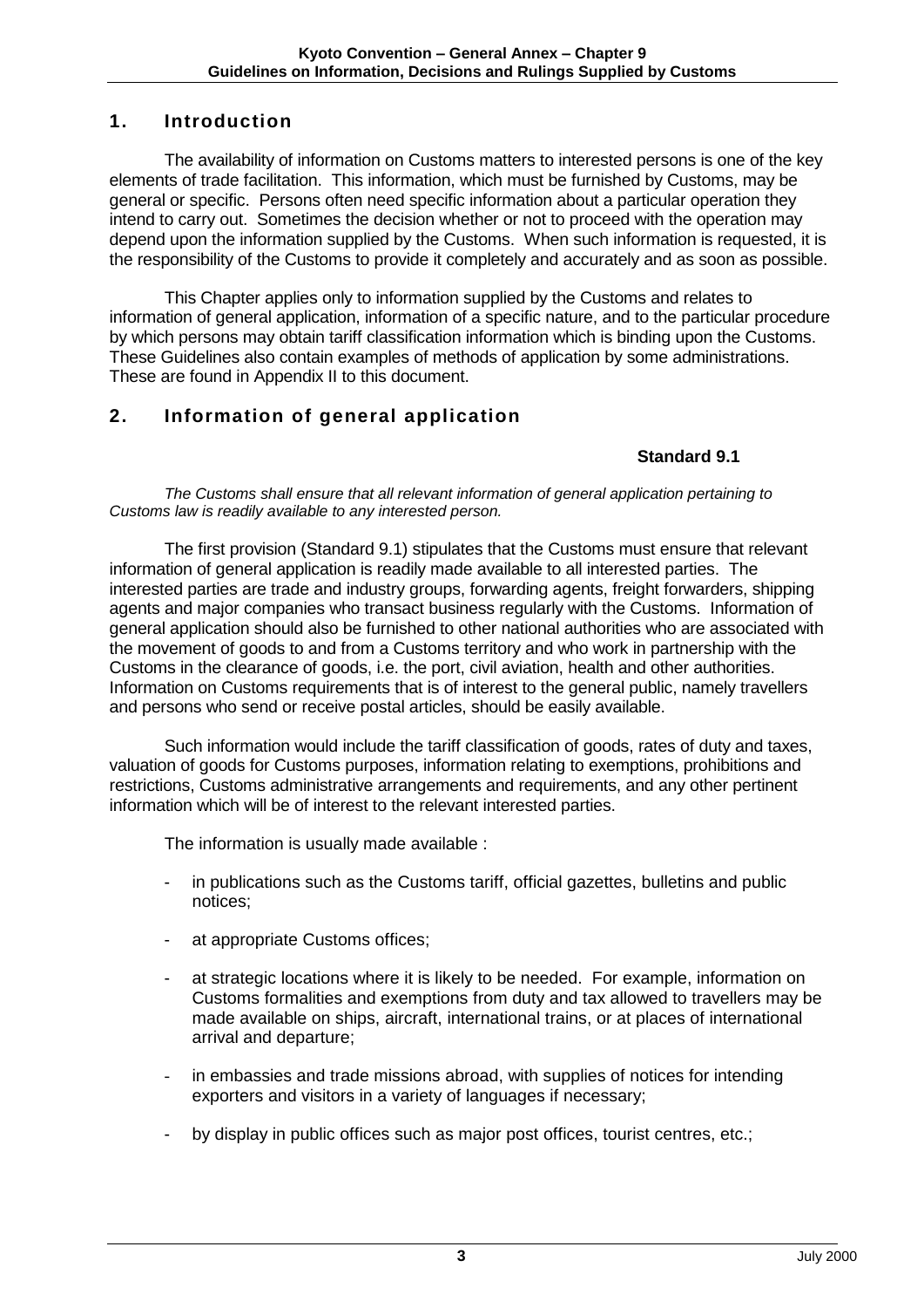## 1. Introduction

The availability of information on Customs matters to interested persons is one of the key elements of trade facilitation. This information, which must be furnished by Customs, may be general or specific. Persons often need specific information about a particular operation they intend to carry out. Sometimes the decision whether or not to proceed with the operation may depend upon the information supplied by the Customs. When such information is requested, it is the responsibility of the Customs to provide it completely and accurately and as soon as possible.

This Chapter applies only to information supplied by the Customs and relates to information of general application, information of a specific nature, and to the particular procedure by which persons may obtain tariff classification information which is binding upon the Customs. These Guidelines also contain examples of methods of application by some administrations. These are found in Appendix II to this document.

## 2. Information of general application

**Standard 9.1**

*The Customs shall ensure that all relevant information of general application pertaining to Customs law is readily available to any interested person.*

The first provision (Standard 9.1) stipulates that the Customs must ensure that relevant information of general application is readily made available to all interested parties. The interested parties are trade and industry groups, forwarding agents, freight forwarders, shipping agents and major companies who transact business regularly with the Customs. Information of general application should also be furnished to other national authorities who are associated with the movement of goods to and from a Customs territory and who work in partnership with the Customs in the clearance of goods, i.e. the port, civil aviation, health and other authorities. Information on Customs requirements that is of interest to the general public, namely travellers and persons who send or receive postal articles, should be easily available.

Such information would include the tariff classification of goods, rates of duty and taxes, valuation of goods for Customs purposes, information relating to exemptions, prohibitions and restrictions, Customs administrative arrangements and requirements, and any other pertinent information which will be of interest to the relevant interested parties.

The information is usually made available :

- in publications such as the Customs tariff, official gazettes, bulletins and public notices;
- at appropriate Customs offices;
- at strategic locations where it is likely to be needed. For example, information on Customs formalities and exemptions from duty and tax allowed to travellers may be made available on ships, aircraft, international trains, or at places of international arrival and departure;
- in embassies and trade missions abroad, with supplies of notices for intending exporters and visitors in a variety of languages if necessary;
- by display in public offices such as major post offices, tourist centres, etc.;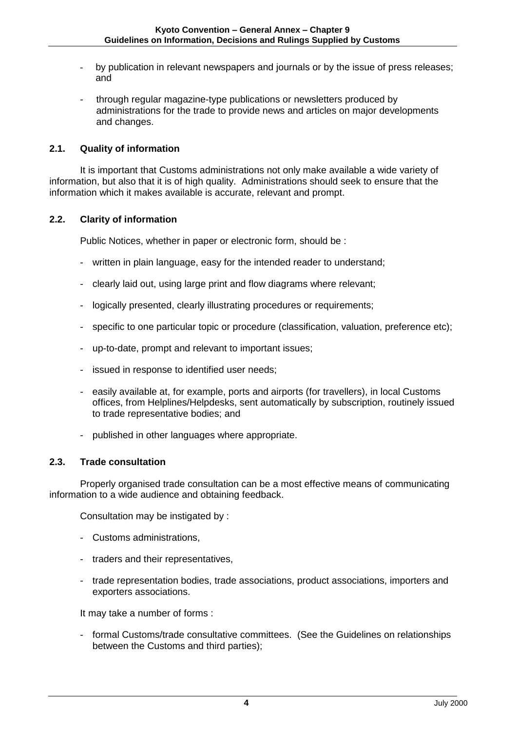- by publication in relevant newspapers and journals or by the issue of press releases; and

- through regular magazine-type publications or newsletters produced by administrations for the trade to provide news and articles on major developments and changes.

### 2.1. Quality of information

It is important that Customs administrations not only make available a wide variety of information, but also that it is of high quality. Administrations should seek to ensure that the information which it makes available is accurate, relevant and prompt.

### 2.2. Clarity of information

Public Notices, whether in paper or electronic form, should be :

- written in plain language, easy for the intended reader to understand;

- clearly laid out, using large print and flow diagrams where relevant;

- logically presented, clearly illustrating procedures or requirements;

- specific to one particular topic or procedure (classification, valuation, preference etc);

- up-to-date, prompt and relevant to important issues;

- issued in response to identified user needs;

- easily available at, for example, ports and airports (for travellers), in local Customs offices, from Helplines/Helpdesks, sent automatically by subscription, routinely issued to trade representative bodies; and

- published in other languages where appropriate.

### 2.3. Trade consultation

Properly organised trade consultation can be a most effective means of communicating information to a wide audience and obtaining feedback.

Consultation may be instigated by :

- Customs administrations,

- traders and their representatives,

- trade representation bodies, trade associations, product associations, importers and exporters associations.

It may take a number of forms :

- formal Customs/trade consultative committees. (See the Guidelines on relationships between the Customs and third parties);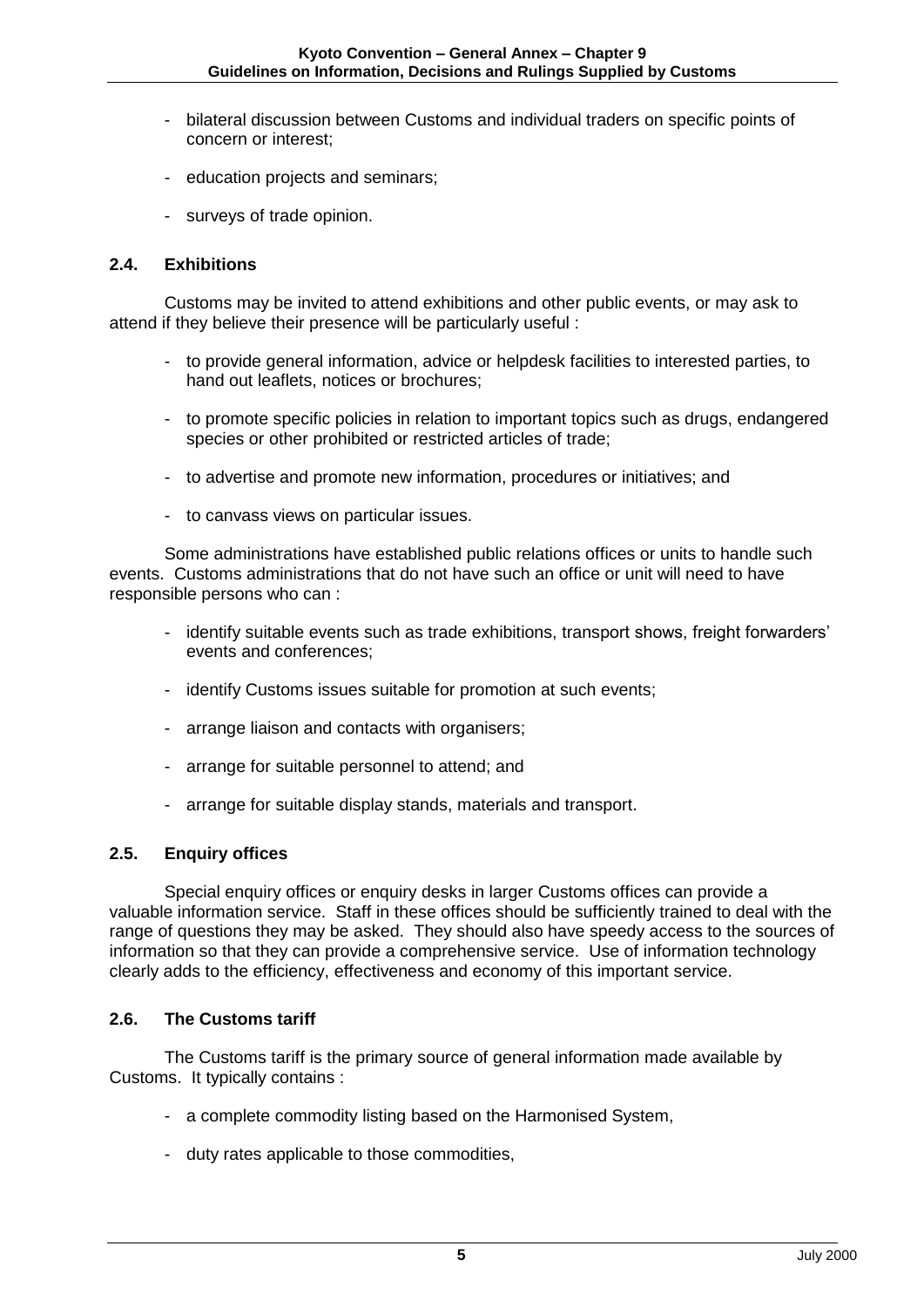- bilateral discussion between Customs and individual traders on specific points of concern or interest;

- education projects and seminars;

- surveys of trade opinion.

### 2.4. Exhibitions

Customs may be invited to attend exhibitions and other public events, or may ask to attend if they believe their presence will be particularly useful :

- to provide general information, advice or helpdesk facilities to interested parties, to hand out leaflets, notices or brochures;

- to promote specific policies in relation to important topics such as drugs, endangered species or other prohibited or restricted articles of trade;

- to advertise and promote new information, procedures or initiatives; and

- to canvass views on particular issues.

Some administrations have established public relations offices or units to handle such events. Customs administrations that do not have such an office or unit will need to have responsible persons who can :

- identify suitable events such as trade exhibitions, transport shows, freight forwarders' events and conferences;

- identify Customs issues suitable for promotion at such events;

- arrange liaison and contacts with organisers;

- arrange for suitable personnel to attend; and

- arrange for suitable display stands, materials and transport.

### 2.5. Enquiry offices

Special enquiry offices or enquiry desks in larger Customs offices can provide a valuable information service. Staff in these offices should be sufficiently trained to deal with the range of questions they may be asked. They should also have speedy access to the sources of information so that they can provide a comprehensive service. Use of information technology clearly adds to the efficiency, effectiveness and economy of this important service.

### 2.6. The Customs tariff

The Customs tariff is the primary source of general information made available by Customs. It typically contains :

- a complete commodity listing based on the Harmonised System,

- duty rates applicable to those commodities,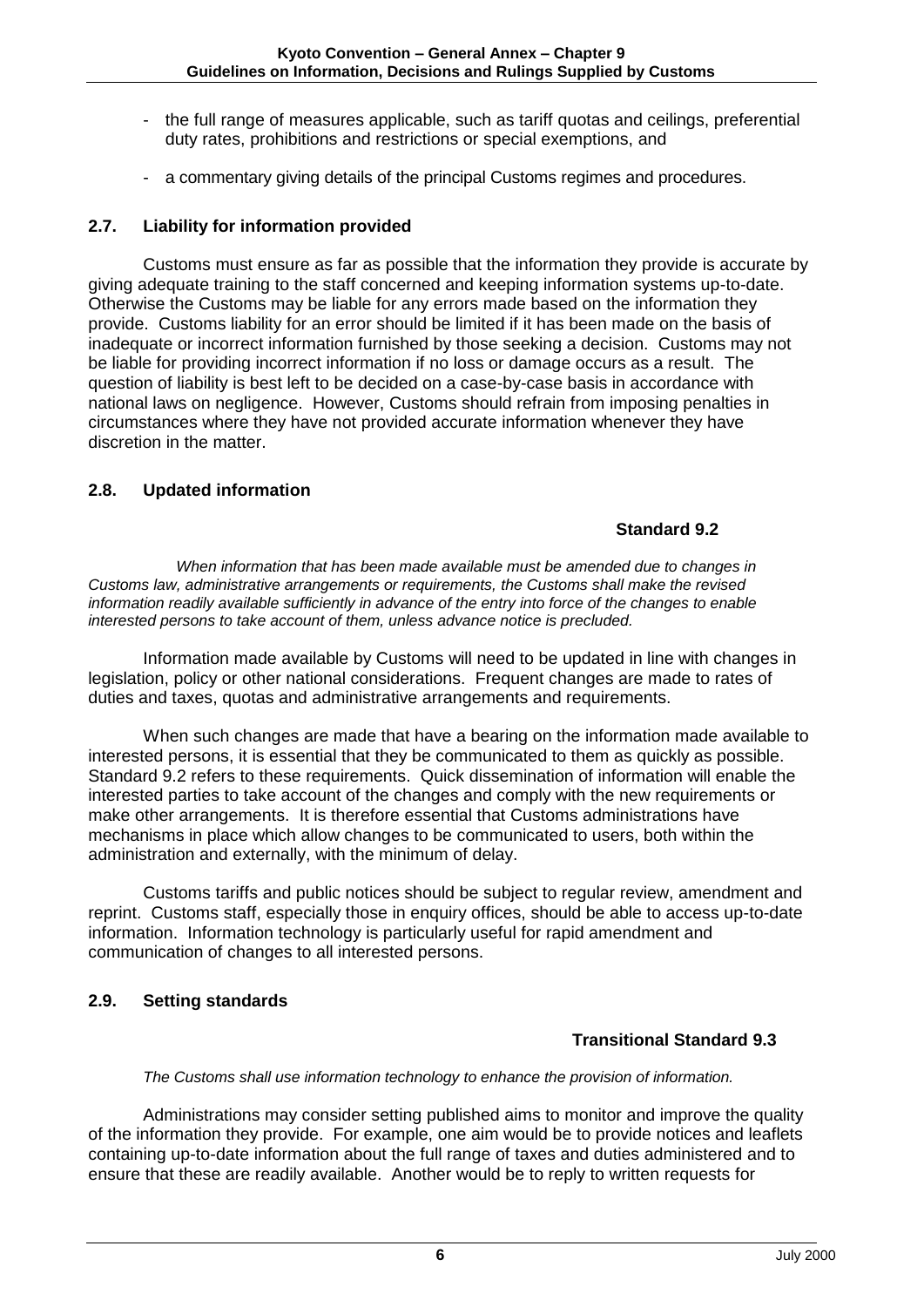- the full range of measures applicable, such as tariff quotas and ceilings, preferential duty rates, prohibitions and restrictions or special exemptions, and

- a commentary giving details of the principal Customs regimes and procedures.

### 2.7. Liability for information provided

Customs must ensure as far as possible that the information they provide is accurate by giving adequate training to the staff concerned and keeping information systems up-to-date. Otherwise the Customs may be liable for any errors made based on the information they provide. Customs liability for an error should be limited if it has been made on the basis of inadequate or incorrect information furnished by those seeking a decision. Customs may not be liable for providing incorrect information if no loss or damage occurs as a result. The question of liability is best left to be decided on a case-by-case basis in accordance with national laws on negligence. However, Customs should refrain from imposing penalties in circumstances where they have not provided accurate information whenever they have discretion in the matter.

### 2.8. Updated information

**Standard 9.2**

*When information that has been made available must be amended due to changes in Customs law, administrative arrangements or requirements, the Customs shall make the revised information readily available sufficiently in advance of the entry into force of the changes to enable interested persons to take account of them, unless advance notice is precluded.*

Information made available by Customs will need to be updated in line with changes in legislation, policy or other national considerations. Frequent changes are made to rates of duties and taxes, quotas and administrative arrangements and requirements.

When such changes are made that have a bearing on the information made available to interested persons, it is essential that they be communicated to them as quickly as possible. Standard 9.2 refers to these requirements. Quick dissemination of information will enable the interested parties to take account of the changes and comply with the new requirements or make other arrangements. It is therefore essential that Customs administrations have mechanisms in place which allow changes to be communicated to users, both within the administration and externally, with the minimum of delay.

Customs tariffs and public notices should be subject to regular review, amendment and reprint. Customs staff, especially those in enquiry offices, should be able to access up-to-date information. Information technology is particularly useful for rapid amendment and communication of changes to all interested persons.

### 2.9. Setting standards

**Transitional Standard 9.3**

*The Customs shall use information technology to enhance the provision of information.*

Administrations may consider setting published aims to monitor and improve the quality of the information they provide. For example, one aim would be to provide notices and leaflets containing up-to-date information about the full range of taxes and duties administered and to ensure that these are readily available. Another would be to reply to written requests for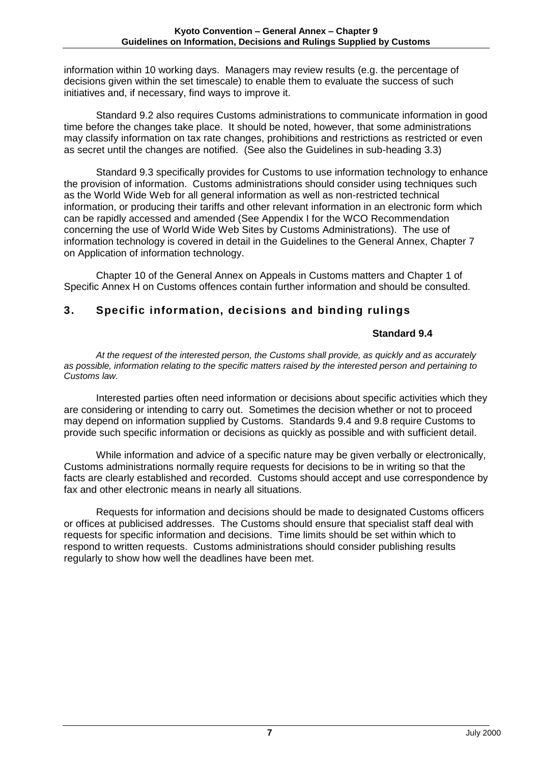information within 10 working days. Managers may review results (e.g. the percentage of decisions given within the set timescale) to enable them to evaluate the success of such initiatives and, if necessary, find ways to improve it.

Standard 9.2 also requires Customs administrations to communicate information in good time before the changes take place. It should be noted, however, that some administrations may classify information on tax rate changes, prohibitions and restrictions as restricted or even as secret until the changes are notified. (See also the Guidelines in sub-heading 3.3)

Standard 9.3 specifically provides for Customs to use information technology to enhance the provision of information. Customs administrations should consider using techniques such as the World Wide Web for all general information as well as non-restricted technical information, or producing their tariffs and other relevant information in an electronic form which can be rapidly accessed and amended (See Appendix I for the WCO Recommendation concerning the use of World Wide Web Sites by Customs Administrations). The use of information technology is covered in detail in the Guidelines to the General Annex, Chapter 7 on Application of information technology.

Chapter 10 of the General Annex on Appeals in Customs matters and Chapter 1 of Specific Annex H on Customs offences contain further information and should be consulted.

## 3. Specific information, decisions and binding rulings

**Standard 9.4**

*At the request of the interested person, the Customs shall provide, as quickly and as accurately as possible, information relating to the specific matters raised by the interested person and pertaining to Customs law.*

Interested parties often need information or decisions about specific activities which they are considering or intending to carry out. Sometimes the decision whether or not to proceed may depend on information supplied by Customs. Standards 9.4 and 9.8 require Customs to provide such specific information or decisions as quickly as possible and with sufficient detail.

While information and advice of a specific nature may be given verbally or electronically, Customs administrations normally require requests for decisions to be in writing so that the facts are clearly established and recorded. Customs should accept and use correspondence by fax and other electronic means in nearly all situations.

Requests for information and decisions should be made to designated Customs officers or offices at publicised addresses. The Customs should ensure that specialist staff deal with requests for specific information and decisions. Time limits should be set within which to respond to written requests. Customs administrations should consider publishing results regularly to show how well the deadlines have been met.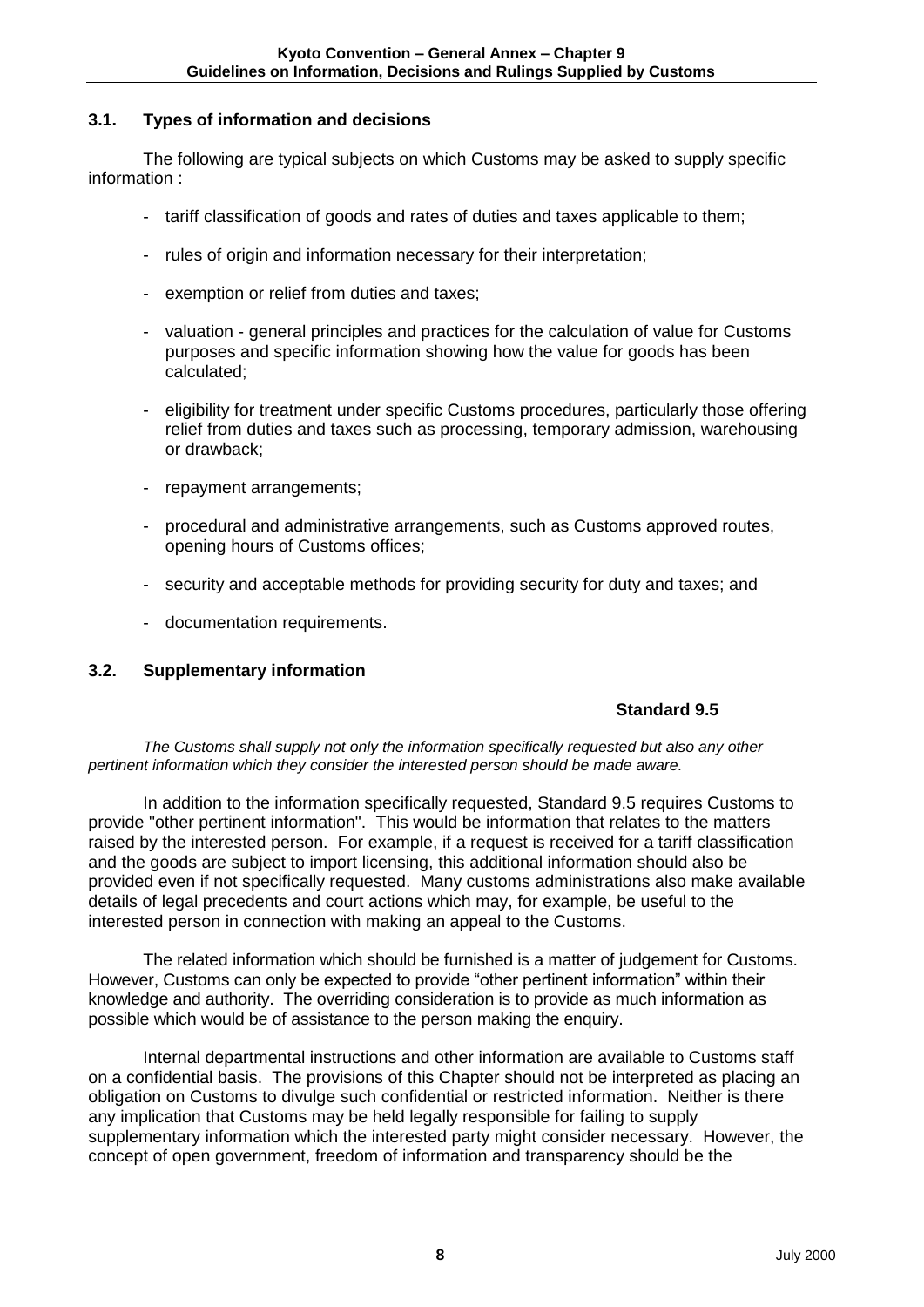### 3.1. Types of information and decisions

The following are typical subjects on which Customs may be asked to supply specific information :

- tariff classification of goods and rates of duties and taxes applicable to them;
- rules of origin and information necessary for their interpretation;
- exemption or relief from duties and taxes;
- valuation - general principles and practices for the calculation of value for Customs purposes and specific information showing how the value for goods has been calculated;
- eligibility for treatment under specific Customs procedures, particularly those offering relief from duties and taxes such as processing, temporary admission, warehousing or drawback;
- repayment arrangements;
- procedural and administrative arrangements, such as Customs approved routes, opening hours of Customs offices;
- security and acceptable methods for providing security for duty and taxes; and
- documentation requirements.

### 3.2. Supplementary information

**Standard 9.5**

*The Customs shall supply not only the information specifically requested but also any other pertinent information which they consider the interested person should be made aware.*

In addition to the information specifically requested, Standard 9.5 requires Customs to provide "other pertinent information". This would be information that relates to the matters raised by the interested person. For example, if a request is received for a tariff classification and the goods are subject to import licensing, this additional information should also be provided even if not specifically requested. Many customs administrations also make available details of legal precedents and court actions which may, for example, be useful to the interested person in connection with making an appeal to the Customs.

The related information which should be furnished is a matter of judgement for Customs. However, Customs can only be expected to provide "other pertinent information" within their knowledge and authority. The overriding consideration is to provide as much information as possible which would be of assistance to the person making the enquiry.

Internal departmental instructions and other information are available to Customs staff on a confidential basis. The provisions of this Chapter should not be interpreted as placing an obligation on Customs to divulge such confidential or restricted information. Neither is there any implication that Customs may be held legally responsible for failing to supply supplementary information which the interested party might consider necessary. However, the concept of open government, freedom of information and transparency should be the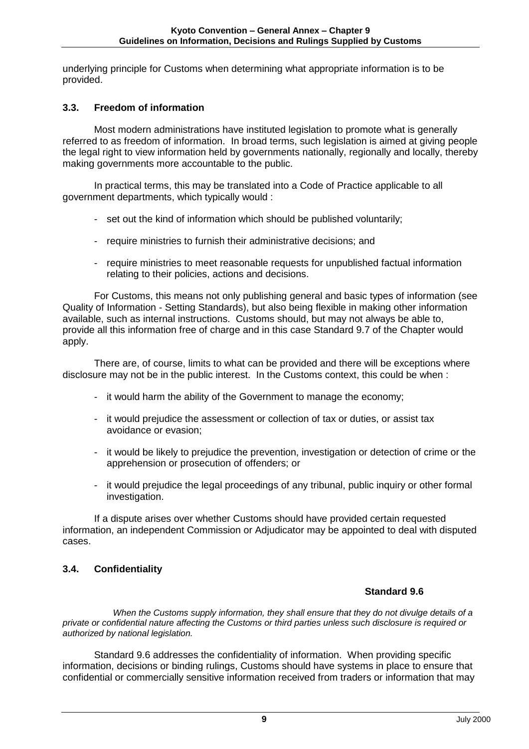underlying principle for Customs when determining what appropriate information is to be provided.

### 3.3. Freedom of information

Most modern administrations have instituted legislation to promote what is generally referred to as freedom of information. In broad terms, such legislation is aimed at giving people the legal right to view information held by governments nationally, regionally and locally, thereby making governments more accountable to the public.

In practical terms, this may be translated into a Code of Practice applicable to all government departments, which typically would :

- set out the kind of information which should be published voluntarily;
- require ministries to furnish their administrative decisions; and
- require ministries to meet reasonable requests for unpublished factual information relating to their policies, actions and decisions.

For Customs, this means not only publishing general and basic types of information (see Quality of Information - Setting Standards), but also being flexible in making other information available, such as internal instructions. Customs should, but may not always be able to, provide all this information free of charge and in this case Standard 9.7 of the Chapter would apply.

There are, of course, limits to what can be provided and there will be exceptions where disclosure may not be in the public interest. In the Customs context, this could be when :

- it would harm the ability of the Government to manage the economy;
- it would prejudice the assessment or collection of tax or duties, or assist tax avoidance or evasion;
- it would be likely to prejudice the prevention, investigation or detection of crime or the apprehension or prosecution of offenders; or
- it would prejudice the legal proceedings of any tribunal, public inquiry or other formal investigation.

If a dispute arises over whether Customs should have provided certain requested information, an independent Commission or Adjudicator may be appointed to deal with disputed cases.

### 3.4. Confidentiality

**Standard 9.6**

*When the Customs supply information, they shall ensure that they do not divulge details of a private or confidential nature affecting the Customs or third parties unless such disclosure is required or authorized by national legislation.*

Standard 9.6 addresses the confidentiality of information. When providing specific information, decisions or binding rulings, Customs should have systems in place to ensure that confidential or commercially sensitive information received from traders or information that may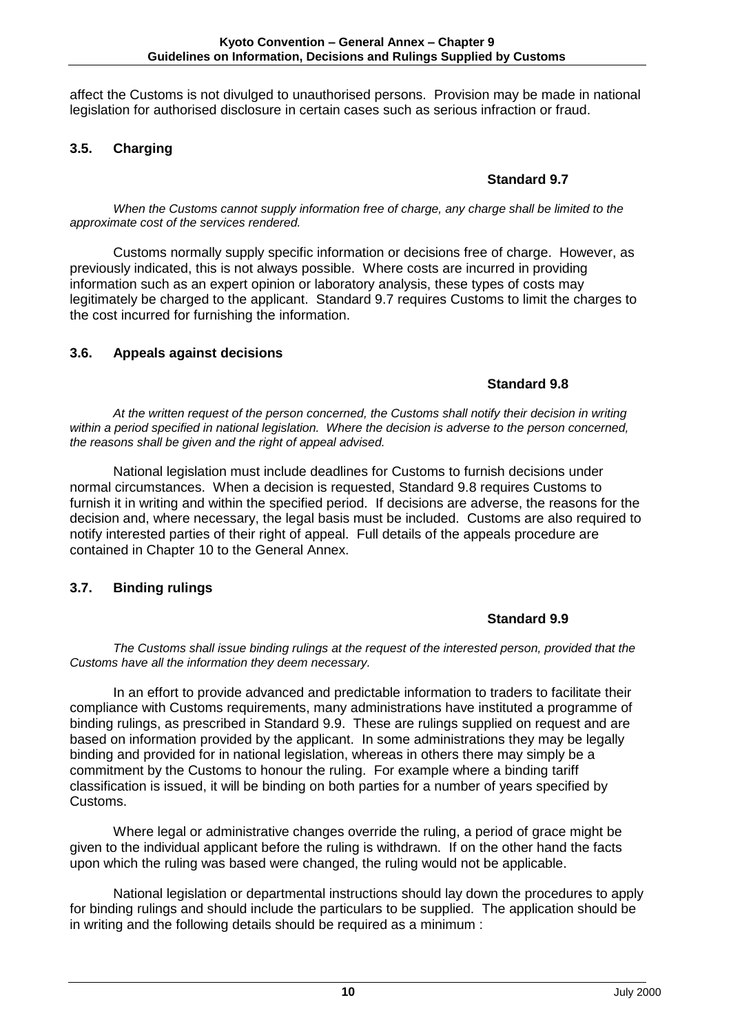affect the Customs is not divulged to unauthorised persons. Provision may be made in national legislation for authorised disclosure in certain cases such as serious infraction or fraud.

### 3.5. Charging

**Standard 9.7**

*When the Customs cannot supply information free of charge, any charge shall be limited to the approximate cost of the services rendered.*

Customs normally supply specific information or decisions free of charge. However, as previously indicated, this is not always possible. Where costs are incurred in providing information such as an expert opinion or laboratory analysis, these types of costs may legitimately be charged to the applicant. Standard 9.7 requires Customs to limit the charges to the cost incurred for furnishing the information.

### 3.6. Appeals against decisions

**Standard 9.8**

*At the written request of the person concerned, the Customs shall notify their decision in writing within a period specified in national legislation. Where the decision is adverse to the person concerned, the reasons shall be given and the right of appeal advised.*

National legislation must include deadlines for Customs to furnish decisions under normal circumstances. When a decision is requested, Standard 9.8 requires Customs to furnish it in writing and within the specified period. If decisions are adverse, the reasons for the decision and, where necessary, the legal basis must be included. Customs are also required to notify interested parties of their right of appeal. Full details of the appeals procedure are contained in Chapter 10 to the General Annex.

### 3.7. Binding rulings

**Standard 9.9**

*The Customs shall issue binding rulings at the request of the interested person, provided that the Customs have all the information they deem necessary.*

In an effort to provide advanced and predictable information to traders to facilitate their compliance with Customs requirements, many administrations have instituted a programme of binding rulings, as prescribed in Standard 9.9. These are rulings supplied on request and are based on information provided by the applicant. In some administrations they may be legally binding and provided for in national legislation, whereas in others there may simply be a commitment by the Customs to honour the ruling. For example where a binding tariff classification is issued, it will be binding on both parties for a number of years specified by Customs.

Where legal or administrative changes override the ruling, a period of grace might be given to the individual applicant before the ruling is withdrawn. If on the other hand the facts upon which the ruling was based were changed, the ruling would not be applicable.

National legislation or departmental instructions should lay down the procedures to apply for binding rulings and should include the particulars to be supplied. The application should be in writing and the following details should be required as a minimum :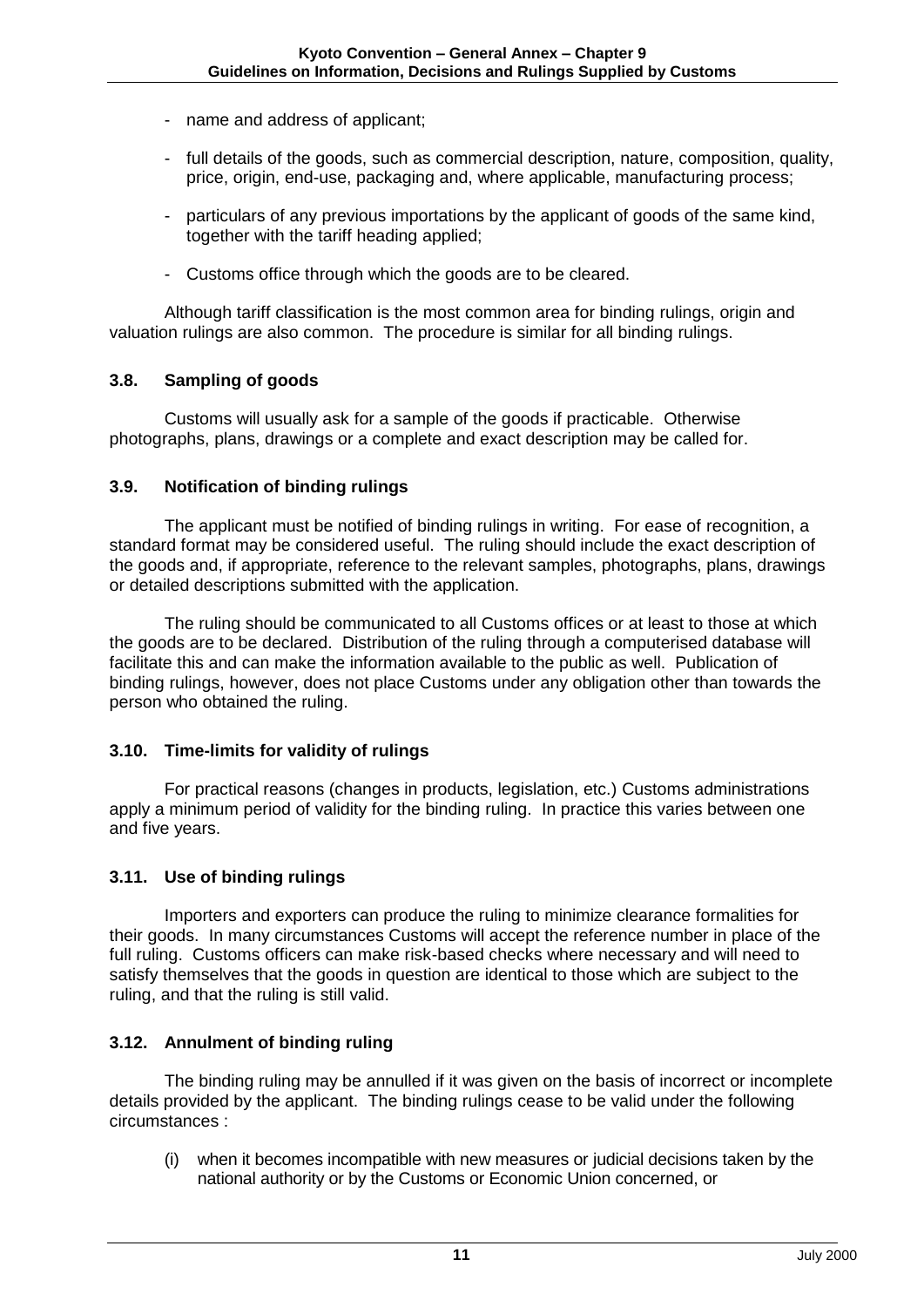- name and address of applicant;
- full details of the goods, such as commercial description, nature, composition, quality, price, origin, end-use, packaging and, where applicable, manufacturing process;
- particulars of any previous importations by the applicant of goods of the same kind, together with the tariff heading applied;
- Customs office through which the goods are to be cleared.

Although tariff classification is the most common area for binding rulings, origin and valuation rulings are also common. The procedure is similar for all binding rulings.

### 3.8. Sampling of goods

Customs will usually ask for a sample of the goods if practicable. Otherwise photographs, plans, drawings or a complete and exact description may be called for.

### 3.9. Notification of binding rulings

The applicant must be notified of binding rulings in writing. For ease of recognition, a standard format may be considered useful. The ruling should include the exact description of the goods and, if appropriate, reference to the relevant samples, photographs, plans, drawings or detailed descriptions submitted with the application.

The ruling should be communicated to all Customs offices or at least to those at which the goods are to be declared. Distribution of the ruling through a computerised database will facilitate this and can make the information available to the public as well. Publication of binding rulings, however, does not place Customs under any obligation other than towards the person who obtained the ruling.

### 3.10. Time-limits for validity of rulings

For practical reasons (changes in products, legislation, etc.) Customs administrations apply a minimum period of validity for the binding ruling. In practice this varies between one and five years.

### 3.11. Use of binding rulings

Importers and exporters can produce the ruling to minimize clearance formalities for their goods. In many circumstances Customs will accept the reference number in place of the full ruling. Customs officers can make risk-based checks where necessary and will need to satisfy themselves that the goods in question are identical to those which are subject to the ruling, and that the ruling is still valid.

### 3.12. Annulment of binding ruling

The binding ruling may be annulled if it was given on the basis of incorrect or incomplete details provided by the applicant. The binding rulings cease to be valid under the following circumstances :

(i) when it becomes incompatible with new measures or judicial decisions taken by the national authority or by the Customs or Economic Union concerned, or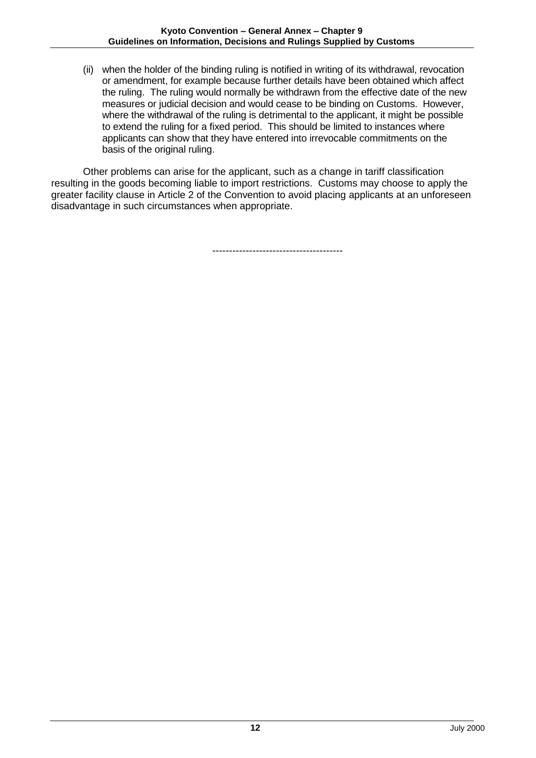(ii) when the holder of the binding ruling is notified in writing of its withdrawal, revocation or amendment, for example because further details have been obtained which affect the ruling. The ruling would normally be withdrawn from the effective date of the new measures or judicial decision and would cease to be binding on Customs. However, where the withdrawal of the ruling is detrimental to the applicant, it might be possible to extend the ruling for a fixed period. This should be limited to instances where applicants can show that they have entered into irrevocable commitments on the basis of the original ruling.

Other problems can arise for the applicant, such as a change in tariff classification resulting in the goods becoming liable to import restrictions. Customs may choose to apply the greater facility clause in Article 2 of the Convention to avoid placing applicants at an unforeseen disadvantage in such circumstances when appropriate.

--------------------------------------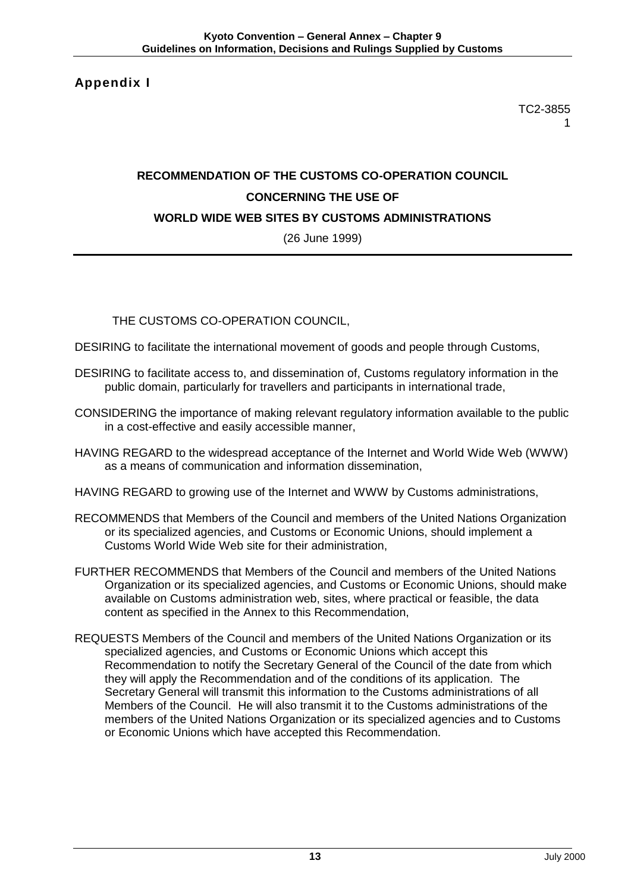## Appendix I

TC2-3855
1

**RECOMMENDATION OF THE CUSTOMS CO-OPERATION COUNCIL**

**CONCERNING THE USE OF**

**WORLD WIDE WEB SITES BY CUSTOMS ADMINISTRATIONS**

(26 June 1999)

---

THE CUSTOMS CO-OPERATION COUNCIL,

DESIRING to facilitate the international movement of goods and people through Customs,

DESIRING to facilitate access to, and dissemination of, Customs regulatory information in the public domain, particularly for travellers and participants in international trade,

CONSIDERING the importance of making relevant regulatory information available to the public in a cost-effective and easily accessible manner,

HAVING REGARD to the widespread acceptance of the Internet and World Wide Web (WWW) as a means of communication and information dissemination,

HAVING REGARD to growing use of the Internet and WWW by Customs administrations,

RECOMMENDS that Members of the Council and members of the United Nations Organization or its specialized agencies, and Customs or Economic Unions, should implement a Customs World Wide Web site for their administration,

FURTHER RECOMMENDS that Members of the Council and members of the United Nations Organization or its specialized agencies, and Customs or Economic Unions, should make available on Customs administration web, sites, where practical or feasible, the data content as specified in the Annex to this Recommendation,

REQUESTS Members of the Council and members of the United Nations Organization or its specialized agencies, and Customs or Economic Unions which accept this Recommendation to notify the Secretary General of the Council of the date from which they will apply the Recommendation and of the conditions of its application. The Secretary General will transmit this information to the Customs administrations of all Members of the Council. He will also transmit it to the Customs administrations of the members of the United Nations Organization or its specialized agencies and to Customs or Economic Unions which have accepted this Recommendation.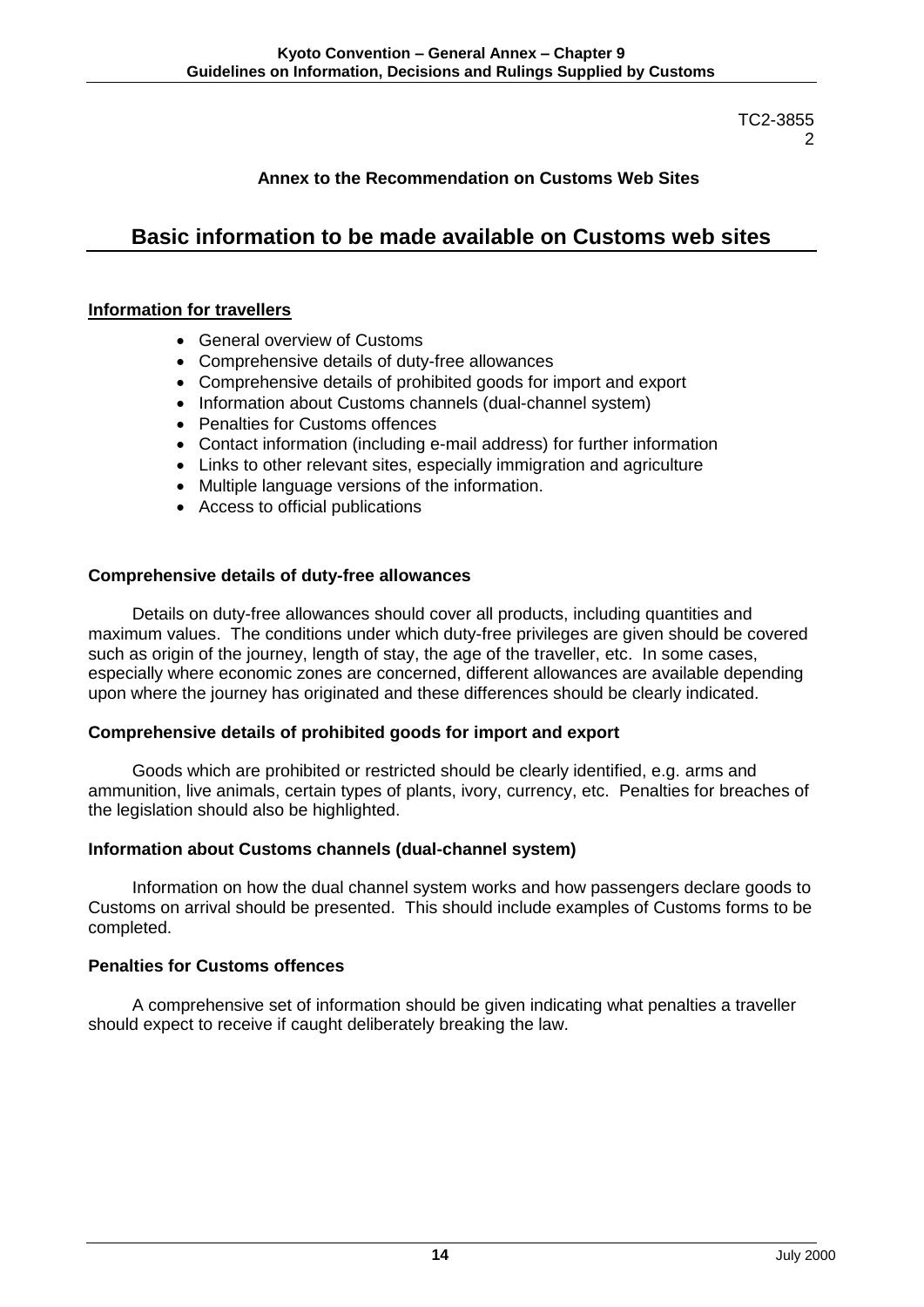TC2-3855
2

**Annex to the Recommendation on Customs Web Sites**

# Basic information to be made available on Customs web sites

**Information for travellers**

- General overview of Customs
- Comprehensive details of duty-free allowances
- Comprehensive details of prohibited goods for import and export
- Information about Customs channels (dual-channel system)
- Penalties for Customs offences
- Contact information (including e-mail address) for further information
- Links to other relevant sites, especially immigration and agriculture
- Multiple language versions of the information.
- Access to official publications

**Comprehensive details of duty-free allowances**

Details on duty-free allowances should cover all products, including quantities and maximum values. The conditions under which duty-free privileges are given should be covered such as origin of the journey, length of stay, the age of the traveller, etc. In some cases, especially where economic zones are concerned, different allowances are available depending upon where the journey has originated and these differences should be clearly indicated.

**Comprehensive details of prohibited goods for import and export**

Goods which are prohibited or restricted should be clearly identified, e.g. arms and ammunition, live animals, certain types of plants, ivory, currency, etc. Penalties for breaches of the legislation should also be highlighted.

**Information about Customs channels (dual-channel system)**

Information on how the dual channel system works and how passengers declare goods to Customs on arrival should be presented. This should include examples of Customs forms to be completed.

**Penalties for Customs offences**

A comprehensive set of information should be given indicating what penalties a traveller should expect to receive if caught deliberately breaking the law.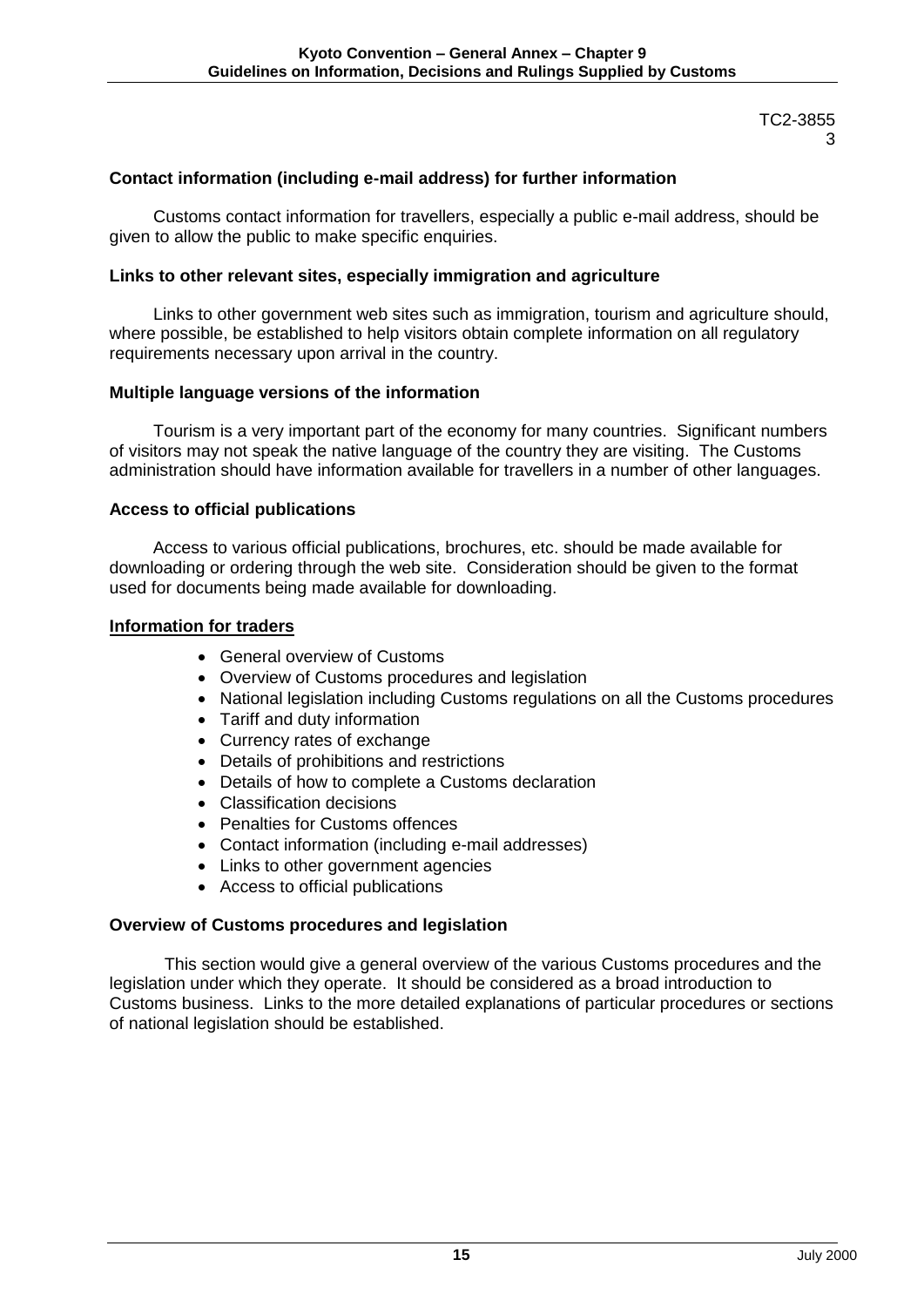TC2-3855
3

**Contact information (including e-mail address) for further information**

Customs contact information for travellers, especially a public e-mail address, should be given to allow the public to make specific enquiries.

**Links to other relevant sites, especially immigration and agriculture**

Links to other government web sites such as immigration, tourism and agriculture should, where possible, be established to help visitors obtain complete information on all regulatory requirements necessary upon arrival in the country.

**Multiple language versions of the information**

Tourism is a very important part of the economy for many countries. Significant numbers of visitors may not speak the native language of the country they are visiting. The Customs administration should have information available for travellers in a number of other languages.

**Access to official publications**

Access to various official publications, brochures, etc. should be made available for downloading or ordering through the web site. Consideration should be given to the format used for documents being made available for downloading.

**Information for traders**

- General overview of Customs
- Overview of Customs procedures and legislation
- National legislation including Customs regulations on all the Customs procedures
- Tariff and duty information
- Currency rates of exchange
- Details of prohibitions and restrictions
- Details of how to complete a Customs declaration
- Classification decisions
- Penalties for Customs offences
- Contact information (including e-mail addresses)
- Links to other government agencies
- Access to official publications

**Overview of Customs procedures and legislation**

This section would give a general overview of the various Customs procedures and the legislation under which they operate. It should be considered as a broad introduction to Customs business. Links to the more detailed explanations of particular procedures or sections of national legislation should be established.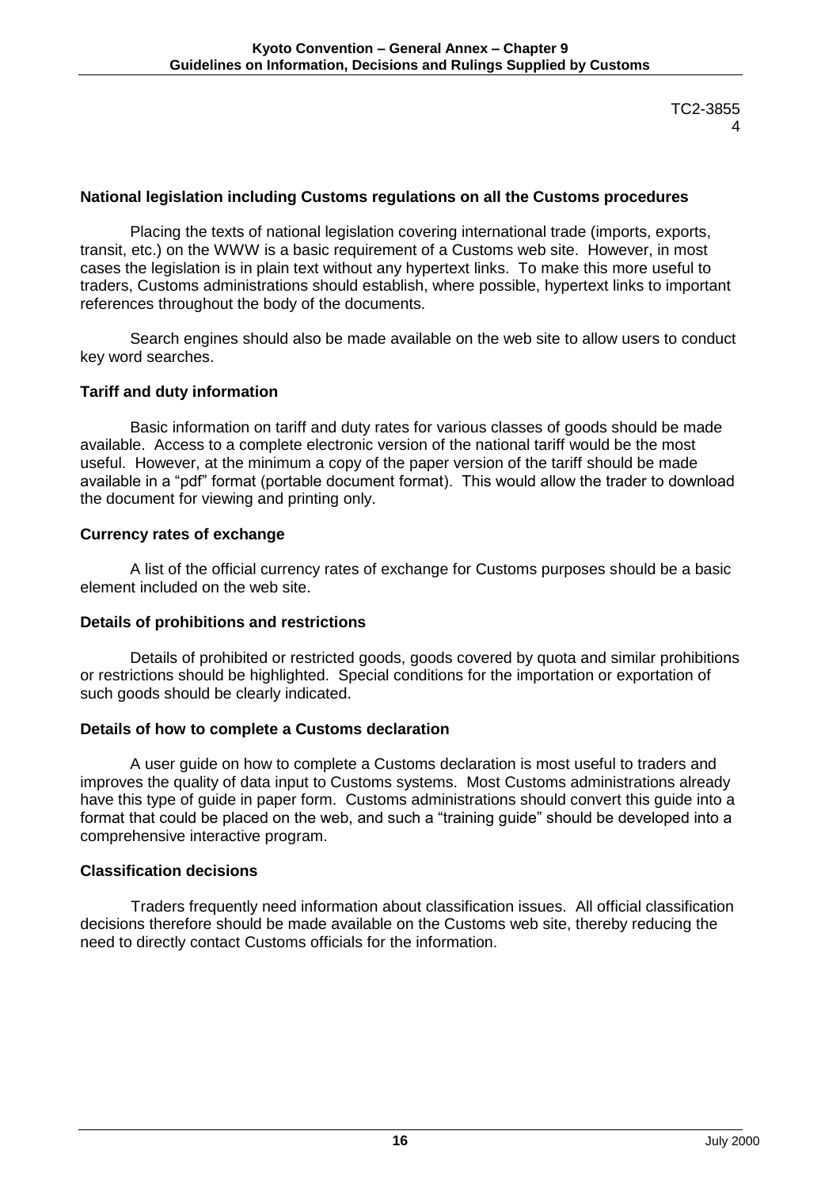TC2-3855
4

**National legislation including Customs regulations on all the Customs procedures**

Placing the texts of national legislation covering international trade (imports, exports, transit, etc.) on the WWW is a basic requirement of a Customs web site. However, in most cases the legislation is in plain text without any hypertext links. To make this more useful to traders, Customs administrations should establish, where possible, hypertext links to important references throughout the body of the documents.

Search engines should also be made available on the web site to allow users to conduct key word searches.

**Tariff and duty information**

Basic information on tariff and duty rates for various classes of goods should be made available. Access to a complete electronic version of the national tariff would be the most useful. However, at the minimum a copy of the paper version of the tariff should be made available in a "pdf" format (portable document format). This would allow the trader to download the document for viewing and printing only.

**Currency rates of exchange**

A list of the official currency rates of exchange for Customs purposes should be a basic element included on the web site.

**Details of prohibitions and restrictions**

Details of prohibited or restricted goods, goods covered by quota and similar prohibitions or restrictions should be highlighted. Special conditions for the importation or exportation of such goods should be clearly indicated.

**Details of how to complete a Customs declaration**

A user guide on how to complete a Customs declaration is most useful to traders and improves the quality of data input to Customs systems. Most Customs administrations already have this type of guide in paper form. Customs administrations should convert this guide into a format that could be placed on the web, and such a "training guide" should be developed into a comprehensive interactive program.

**Classification decisions**

Traders frequently need information about classification issues. All official classification decisions therefore should be made available on the Customs web site, thereby reducing the need to directly contact Customs officials for the information.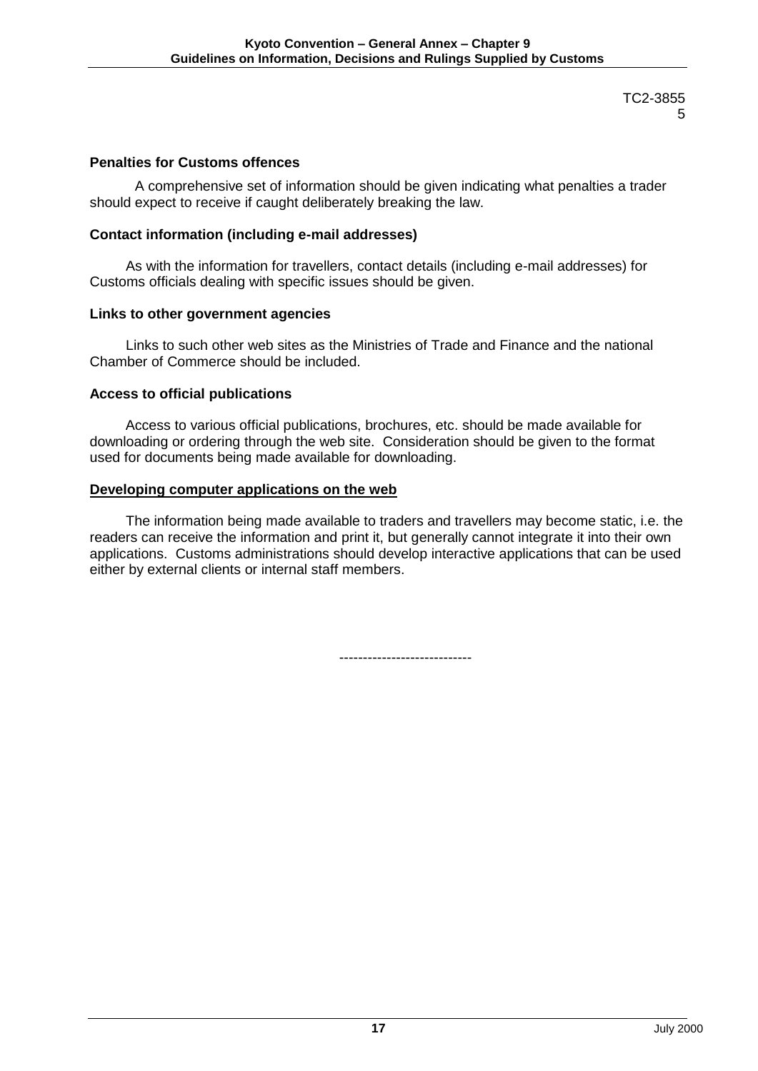TC2-3855
5

**Penalties for Customs offences**

A comprehensive set of information should be given indicating what penalties a trader should expect to receive if caught deliberately breaking the law.

**Contact information (including e-mail addresses)**

As with the information for travellers, contact details (including e-mail addresses) for Customs officials dealing with specific issues should be given.

**Links to other government agencies**

Links to such other web sites as the Ministries of Trade and Finance and the national Chamber of Commerce should be included.

**Access to official publications**

Access to various official publications, brochures, etc. should be made available for downloading or ordering through the web site. Consideration should be given to the format used for documents being made available for downloading.

**Developing computer applications on the web**

The information being made available to traders and travellers may become static, i.e. the readers can receive the information and print it, but generally cannot integrate it into their own applications. Customs administrations should develop interactive applications that can be used either by external clients or internal staff members.

----------------------------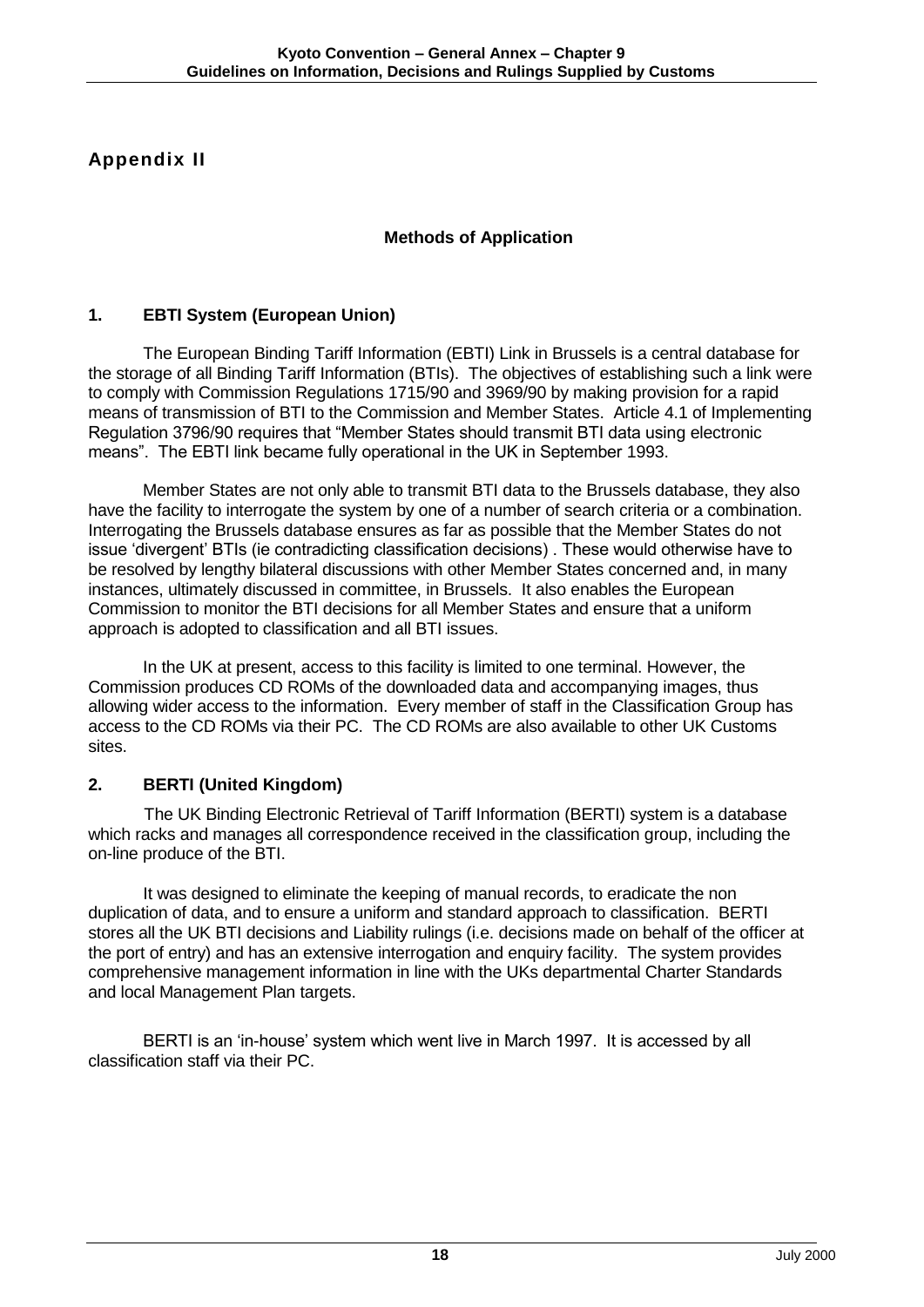## Appendix II

### Methods of Application

### 1. EBTI System (European Union)

The European Binding Tariff Information (EBTI) Link in Brussels is a central database for the storage of all Binding Tariff Information (BTIs). The objectives of establishing such a link were to comply with Commission Regulations 1715/90 and 3969/90 by making provision for a rapid means of transmission of BTI to the Commission and Member States. Article 4.1 of Implementing Regulation 3796/90 requires that "Member States should transmit BTI data using electronic means". The EBTI link became fully operational in the UK in September 1993.

Member States are not only able to transmit BTI data to the Brussels database, they also have the facility to interrogate the system by one of a number of search criteria or a combination. Interrogating the Brussels database ensures as far as possible that the Member States do not issue 'divergent' BTIs (ie contradicting classification decisions) . These would otherwise have to be resolved by lengthy bilateral discussions with other Member States concerned and, in many instances, ultimately discussed in committee, in Brussels. It also enables the European Commission to monitor the BTI decisions for all Member States and ensure that a uniform approach is adopted to classification and all BTI issues.

In the UK at present, access to this facility is limited to one terminal. However, the Commission produces CD ROMs of the downloaded data and accompanying images, thus allowing wider access to the information. Every member of staff in the Classification Group has access to the CD ROMs via their PC. The CD ROMs are also available to other UK Customs sites.

### 2. BERTI (United Kingdom)

The UK Binding Electronic Retrieval of Tariff Information (BERTI) system is a database which racks and manages all correspondence received in the classification group, including the on-line produce of the BTI.

It was designed to eliminate the keeping of manual records, to eradicate the non duplication of data, and to ensure a uniform and standard approach to classification. BERTI stores all the UK BTI decisions and Liability rulings (i.e. decisions made on behalf of the officer at the port of entry) and has an extensive interrogation and enquiry facility. The system provides comprehensive management information in line with the UKs departmental Charter Standards and local Management Plan targets.

BERTI is an 'in-house' system which went live in March 1997. It is accessed by all classification staff via their PC.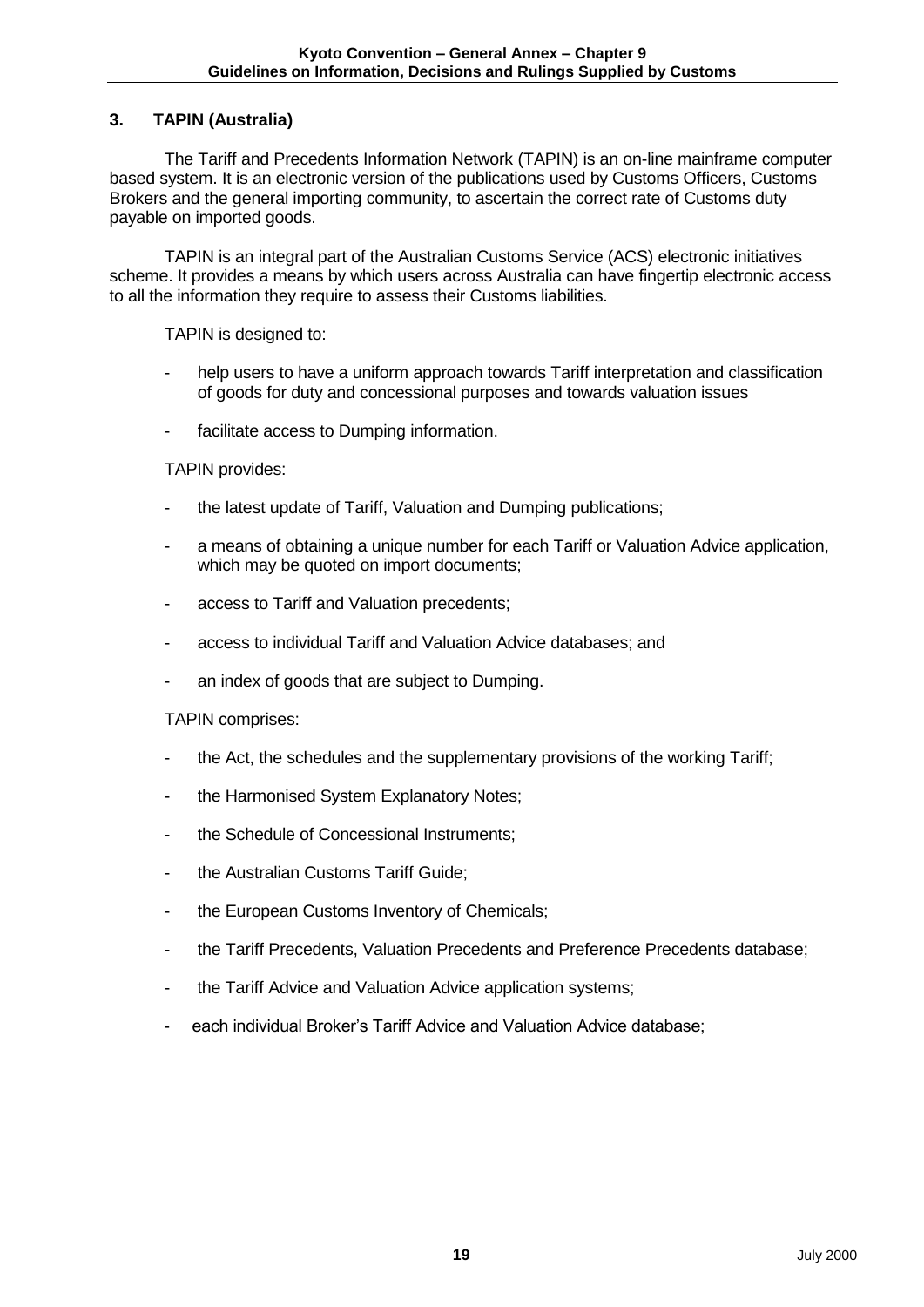## 3. TAPIN (Australia)

The Tariff and Precedents Information Network (TAPIN) is an on-line mainframe computer based system. It is an electronic version of the publications used by Customs Officers, Customs Brokers and the general importing community, to ascertain the correct rate of Customs duty payable on imported goods.

TAPIN is an integral part of the Australian Customs Service (ACS) electronic initiatives scheme. It provides a means by which users across Australia can have fingertip electronic access to all the information they require to assess their Customs liabilities.

TAPIN is designed to:

- help users to have a uniform approach towards Tariff interpretation and classification of goods for duty and concessional purposes and towards valuation issues
- facilitate access to Dumping information.

TAPIN provides:

- the latest update of Tariff, Valuation and Dumping publications;
- a means of obtaining a unique number for each Tariff or Valuation Advice application, which may be quoted on import documents;
- access to Tariff and Valuation precedents;
- access to individual Tariff and Valuation Advice databases; and
- an index of goods that are subject to Dumping.

TAPIN comprises:

- the Act, the schedules and the supplementary provisions of the working Tariff;
- the Harmonised System Explanatory Notes;
- the Schedule of Concessional Instruments;
- the Australian Customs Tariff Guide;
- the European Customs Inventory of Chemicals;
- the Tariff Precedents, Valuation Precedents and Preference Precedents database;
- the Tariff Advice and Valuation Advice application systems;
- each individual Broker's Tariff Advice and Valuation Advice database;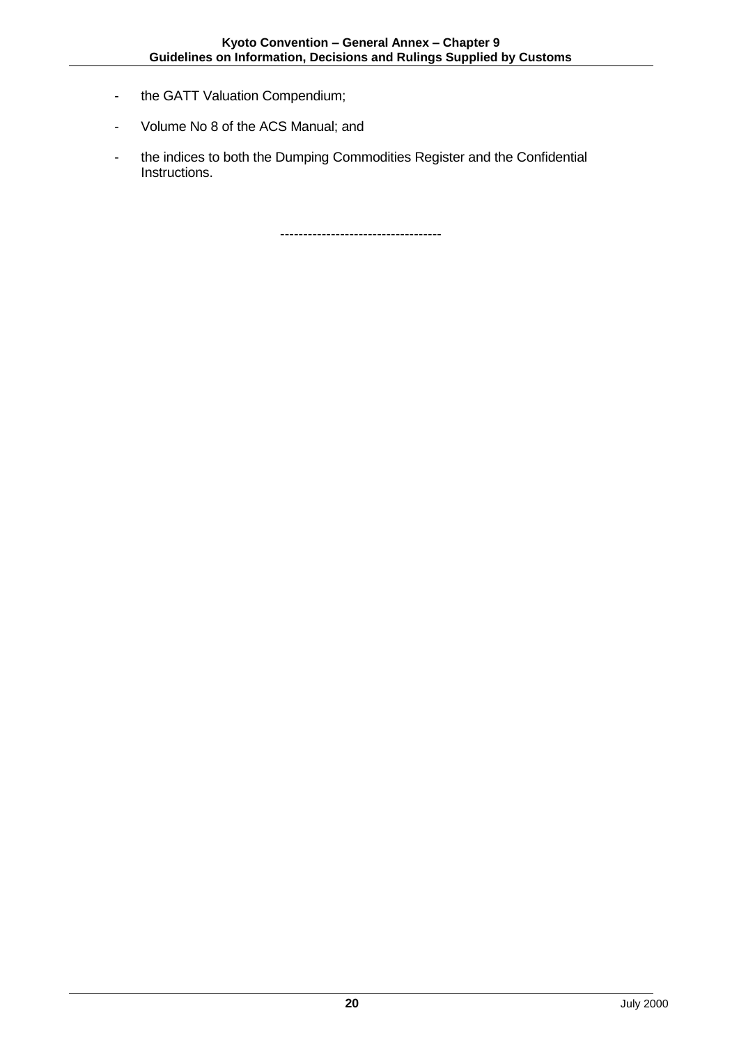- the GATT Valuation Compendium;
- Volume No 8 of the ACS Manual; and
- the indices to both the Dumping Commodities Register and the Confidential Instructions.

-----------------------------------